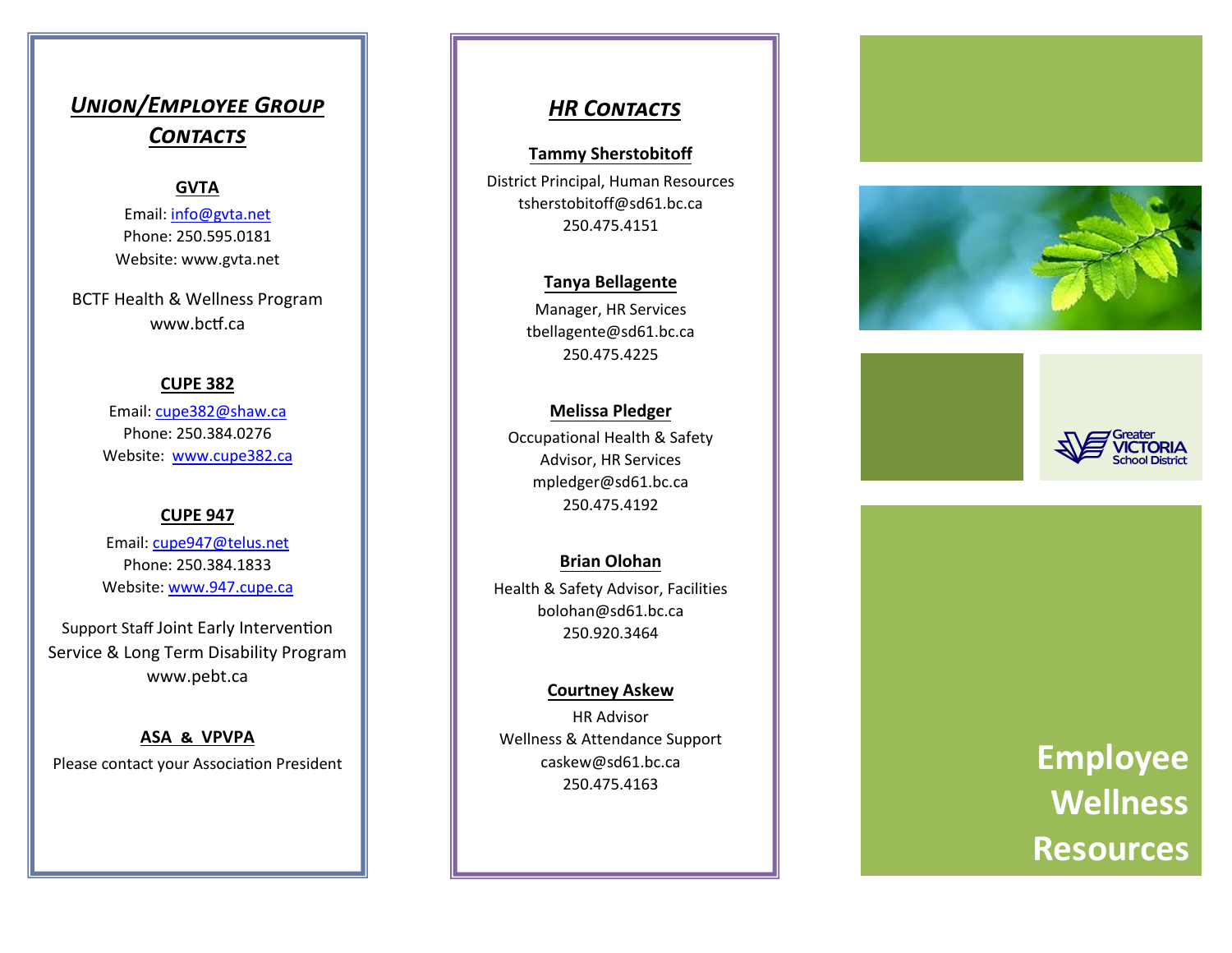## *Union/Employee Group Contacts*

**GVTA**

Email: info@gvta.net
Phone: 250.595.0181
Website: www.gvta.net

BCTF Health & Wellness Program
www.bctf.ca

**CUPE 382**

Email: cupe382@shaw.ca
Phone: 250.384.0276
Website: www.cupe382.ca

**CUPE 947**

Email: cupe947@telus.net
Phone: 250.384.1833
Website: www.947.cupe.ca

Support Staff Joint Early Intervention Service & Long Term Disability Program
www.pebt.ca

**ASA & VPVPA**

Please contact your Association President

## *HR Contacts*

**Tammy Sherstobitoff**

District Principal, Human Resources
tsherstobitoff@sd61.bc.ca
250.475.4151

**Tanya Bellagente**

Manager, HR Services
tbellagente@sd61.bc.ca
250.475.4225

**Melissa Pledger**

Occupational Health & Safety Advisor, HR Services
mpledger@sd61.bc.ca
250.475.4192

**Brian Olohan**

Health & Safety Advisor, Facilities
bolohan@sd61.bc.ca
250.920.3464

**Courtney Askew**

HR Advisor
Wellness & Attendance Support
caskew@sd61.bc.ca
250.475.4163

Greater VICTORIA School District

# Employee Wellness Resources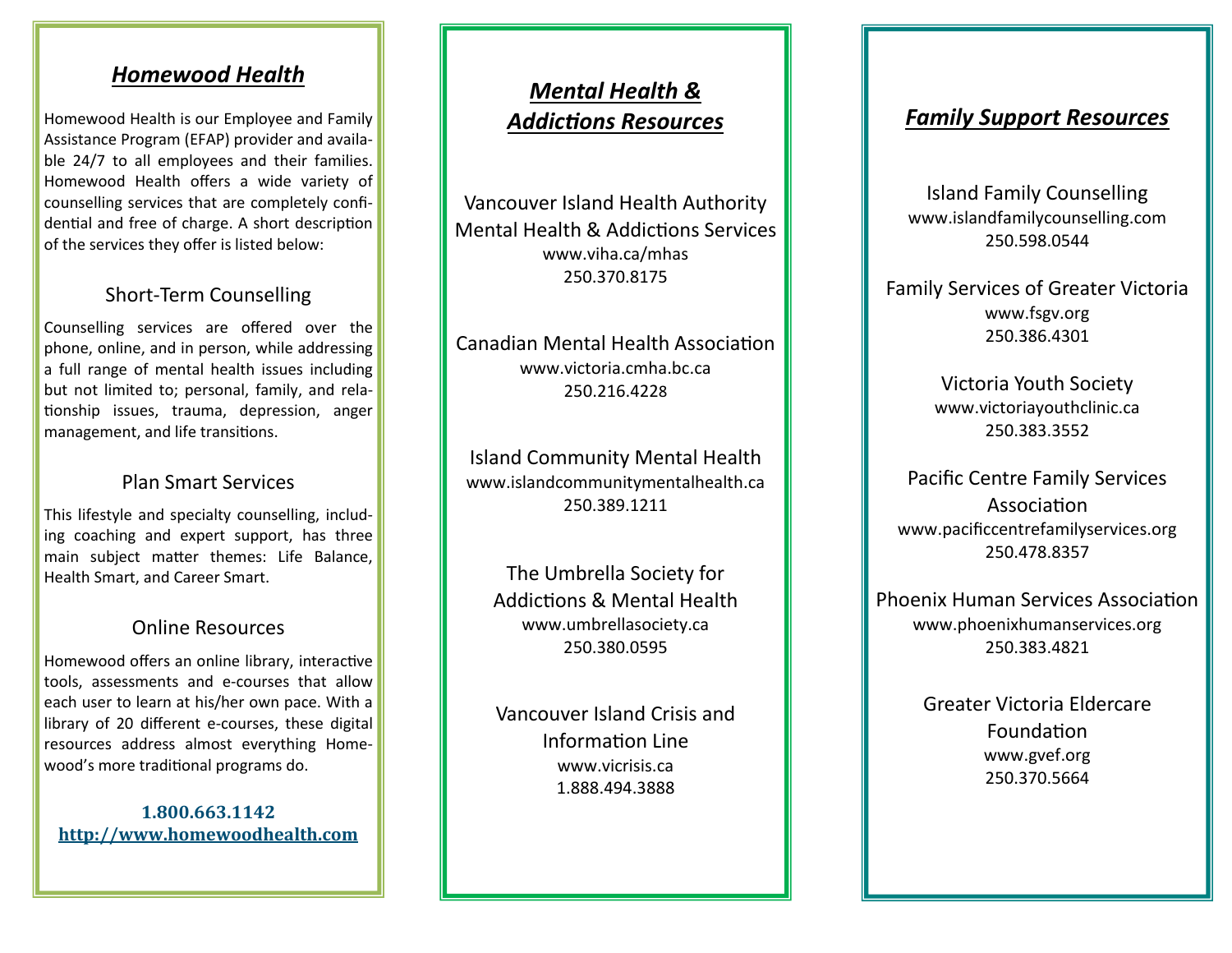## ***Homewood Health***

Homewood Health is our Employee and Family Assistance Program (EFAP) provider and available 24/7 to all employees and their families. Homewood Health offers a wide variety of counselling services that are completely confidential and free of charge. A short description of the services they offer is listed below:

### Short-Term Counselling

Counselling services are offered over the phone, online, and in person, while addressing a full range of mental health issues including but not limited to; personal, family, and relationship issues, trauma, depression, anger management, and life transitions.

### Plan Smart Services

This lifestyle and specialty counselling, including coaching and expert support, has three main subject matter themes: Life Balance, Health Smart, and Career Smart.

### Online Resources

Homewood offers an online library, interactive tools, assessments and e-courses that allow each user to learn at his/her own pace. With a library of 20 different e-courses, these digital resources address almost everything Homewood's more traditional programs do.

**1.800.663.1142**
**http://www.homewoodhealth.com**

## ***Mental Health & Addictions Resources***

Vancouver Island Health Authority Mental Health & Addictions Services
www.viha.ca/mhas
250.370.8175

Canadian Mental Health Association
www.victoria.cmha.bc.ca
250.216.4228

Island Community Mental Health
www.islandcommunitymentalhealth.ca
250.389.1211

The Umbrella Society for Addictions & Mental Health
www.umbrellasociety.ca
250.380.0595

Vancouver Island Crisis and Information Line
www.vicrisis.ca
1.888.494.3888

## ***Family Support Resources***

Island Family Counselling
www.islandfamilycounselling.com
250.598.0544

Family Services of Greater Victoria
www.fsgv.org
250.386.4301

Victoria Youth Society
www.victoriayouthclinic.ca
250.383.3552

Pacific Centre Family Services Association
www.pacificcentrefamilyservices.org
250.478.8357

Phoenix Human Services Association
www.phoenixhumanservices.org
250.383.4821

Greater Victoria Eldercare Foundation
www.gvef.org
250.370.5664